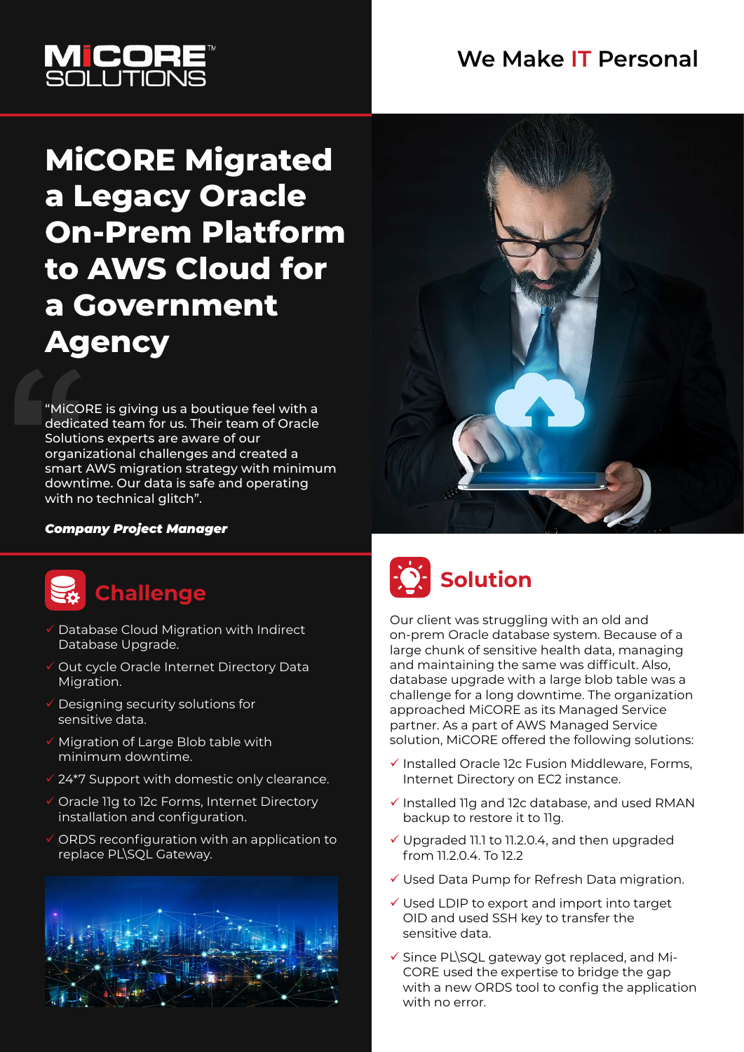MiCORE SOLUTIONS

We Make IT Personal

# MiCORE Migrated a Legacy Oracle On-Prem Platform to AWS Cloud for a Government Agency

"MiCORE is giving us a boutique feel with a dedicated team for us. Their team of Oracle Solutions experts are aware of our organizational challenges and created a smart AWS migration strategy with minimum downtime. Our data is safe and operating with no technical glitch".

***Company Project Manager***

## Challenge

- ✓ Database Cloud Migration with Indirect Database Upgrade.
- ✓ Out cycle Oracle Internet Directory Data Migration.
- ✓ Designing security solutions for sensitive data.
- ✓ Migration of Large Blob table with minimum downtime.
- ✓ 24*7 Support with domestic only clearance.
- ✓ Oracle 11g to 12c Forms, Internet Directory installation and configuration.
- ✓ ORDS reconfiguration with an application to replace PL\SQL Gateway.

## Solution

Our client was struggling with an old and on-prem Oracle database system. Because of a large chunk of sensitive health data, managing and maintaining the same was difficult. Also, database upgrade with a large blob table was a challenge for a long downtime. The organization approached MiCORE as its Managed Service partner. As a part of AWS Managed Service solution, MiCORE offered the following solutions:

- ✓ Installed Oracle 12c Fusion Middleware, Forms, Internet Directory on EC2 instance.
- ✓ Installed 11g and 12c database, and used RMAN backup to restore it to 11g.
- ✓ Upgraded 11.1 to 11.2.0.4, and then upgraded from 11.2.0.4. To 12.2
- ✓ Used Data Pump for Refresh Data migration.
- ✓ Used LDIP to export and import into target OID and used SSH key to transfer the sensitive data.
- ✓ Since PL\SQL gateway got replaced, and Mi-CORE used the expertise to bridge the gap with a new ORDS tool to config the application with no error.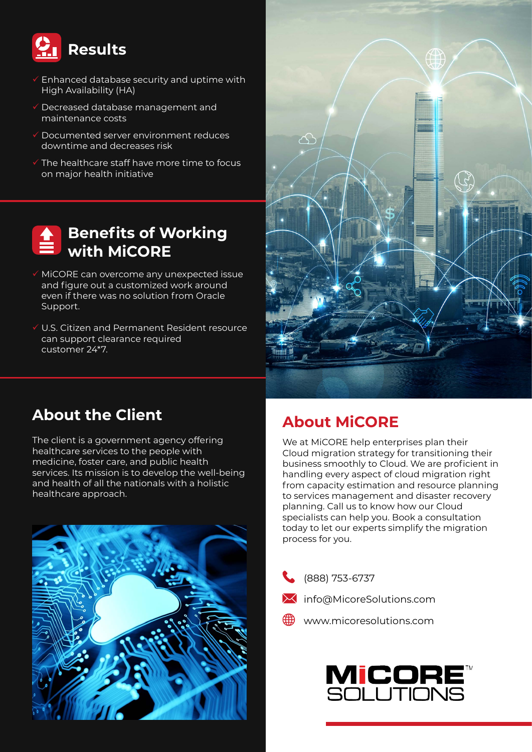## Results

- ✓ Enhanced database security and uptime with High Availability (HA)
- ✓ Decreased database management and maintenance costs
- ✓ Documented server environment reduces downtime and decreases risk
- ✓ The healthcare staff have more time to focus on major health initiative

## Benefits of Working with MiCORE

- ✓ MiCORE can overcome any unexpected issue and figure out a customized work around even if there was no solution from Oracle Support.
- ✓ U.S. Citizen and Permanent Resident resource can support clearance required customer 24*7.

## About the Client

The client is a government agency offering healthcare services to the people with medicine, foster care, and public health services. Its mission is to develop the well-being and health of all the nationals with a holistic healthcare approach.

## About MiCORE

We at MiCORE help enterprises plan their Cloud migration strategy for transitioning their business smoothly to Cloud. We are proficient in handling every aspect of cloud migration right from capacity estimation and resource planning to services management and disaster recovery planning. Call us to know how our Cloud specialists can help you. Book a consultation today to let our experts simplify the migration process for you.

(888) 753-6737

info@MicoreSolutions.com

www.micoresolutions.com

MiCORE™ SOLUTIONS